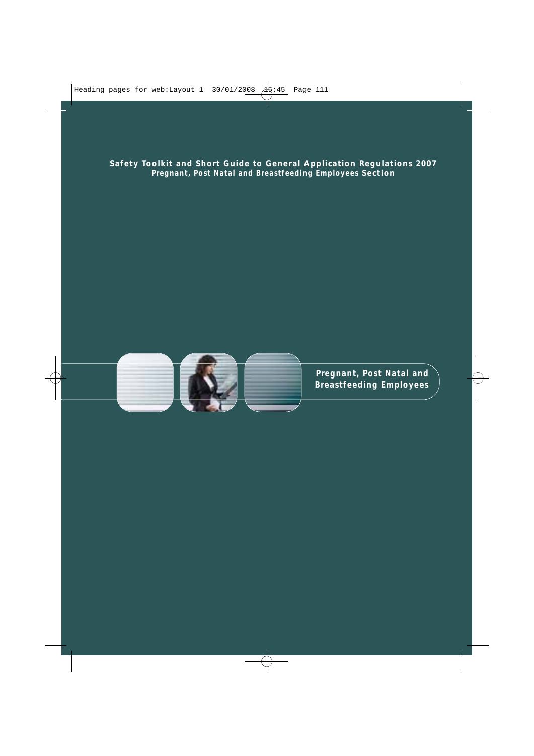**Safety Toolkit and Short Guide to General Application Regulations 2007**
**Pregnant, Post Natal and Breastfeeding Employees Section**

# Pregnant, Post Natal and Breastfeeding Employees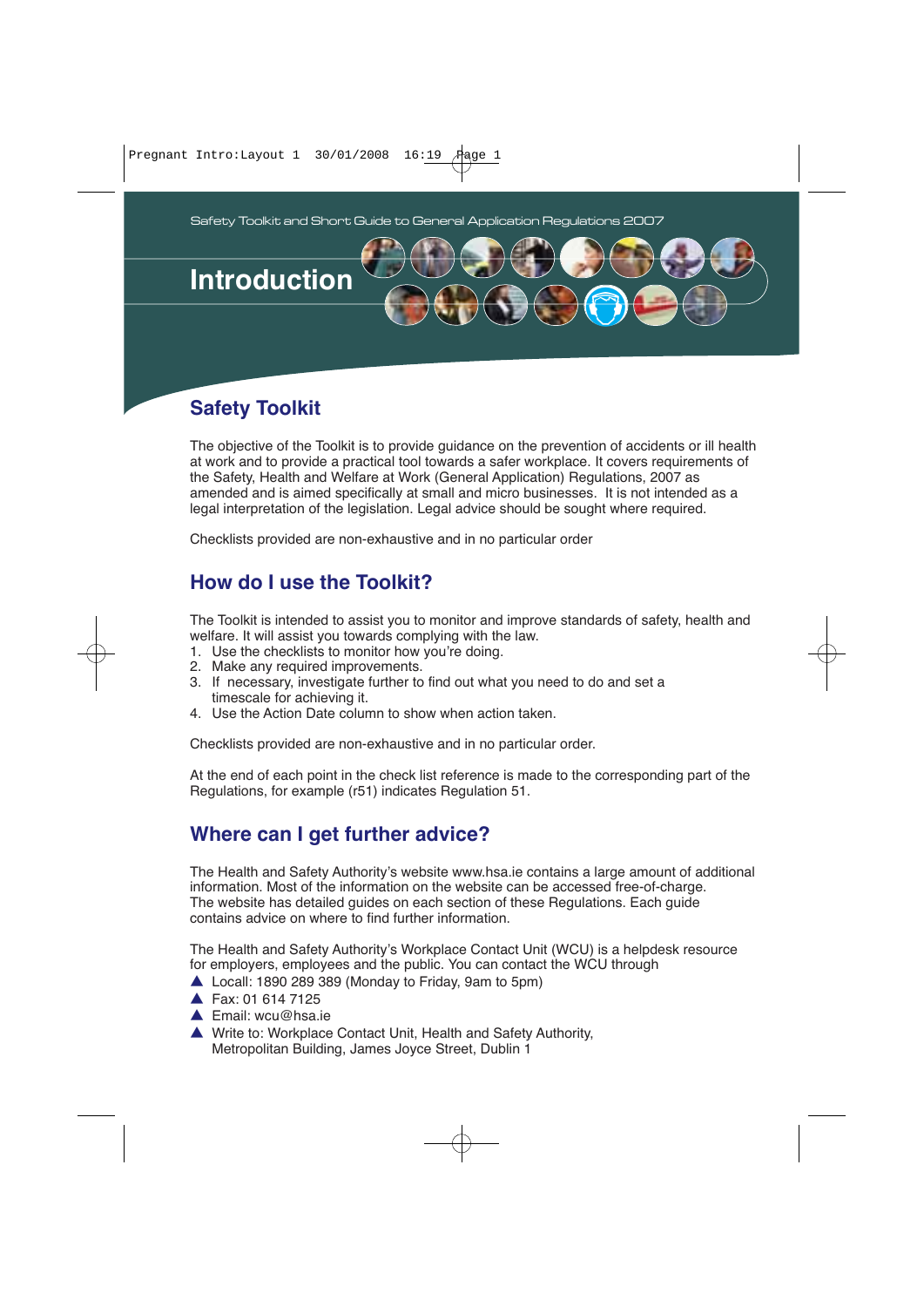Safety Toolkit and Short Guide to General Application Regulations 2007

# Introduction

## Safety Toolkit

The objective of the Toolkit is to provide guidance on the prevention of accidents or ill health at work and to provide a practical tool towards a safer workplace. It covers requirements of the Safety, Health and Welfare at Work (General Application) Regulations, 2007 as amended and is aimed specifically at small and micro businesses. It is not intended as a legal interpretation of the legislation. Legal advice should be sought where required.

Checklists provided are non-exhaustive and in no particular order

## How do I use the Toolkit?

The Toolkit is intended to assist you to monitor and improve standards of safety, health and welfare. It will assist you towards complying with the law.

1. Use the checklists to monitor how you're doing.
2. Make any required improvements.
3. If necessary, investigate further to find out what you need to do and set a timescale for achieving it.
4. Use the Action Date column to show when action taken.

Checklists provided are non-exhaustive and in no particular order.

At the end of each point in the check list reference is made to the corresponding part of the Regulations, for example (r51) indicates Regulation 51.

## Where can I get further advice?

The Health and Safety Authority's website www.hsa.ie contains a large amount of additional information. Most of the information on the website can be accessed free-of-charge. The website has detailed guides on each section of these Regulations. Each guide contains advice on where to find further information.

The Health and Safety Authority's Workplace Contact Unit (WCU) is a helpdesk resource for employers, employees and the public. You can contact the WCU through

- Locall: 1890 289 389 (Monday to Friday, 9am to 5pm)
- Fax: 01 614 7125
- Email: wcu@hsa.ie
- Write to: Workplace Contact Unit, Health and Safety Authority, Metropolitan Building, James Joyce Street, Dublin 1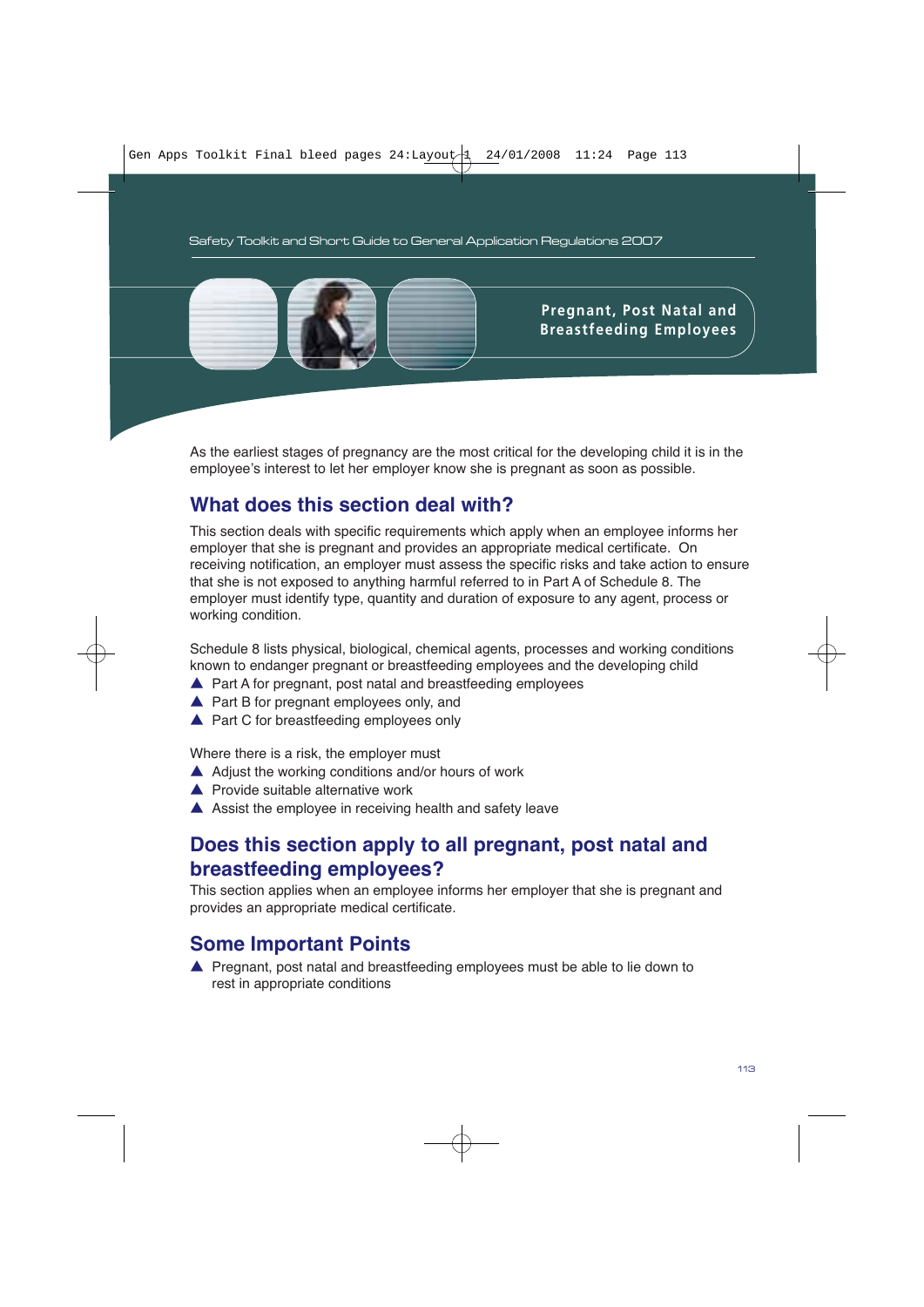# Pregnant, Post Natal and Breastfeeding Employees

As the earliest stages of pregnancy are the most critical for the developing child it is in the employee's interest to let her employer know she is pregnant as soon as possible.

## What does this section deal with?

This section deals with specific requirements which apply when an employee informs her employer that she is pregnant and provides an appropriate medical certificate. On receiving notification, an employer must assess the specific risks and take action to ensure that she is not exposed to anything harmful referred to in Part A of Schedule 8. The employer must identify type, quantity and duration of exposure to any agent, process or working condition.

Schedule 8 lists physical, biological, chemical agents, processes and working conditions known to endanger pregnant or breastfeeding employees and the developing child

- Part A for pregnant, post natal and breastfeeding employees
- Part B for pregnant employees only, and
- Part C for breastfeeding employees only

Where there is a risk, the employer must

- Adjust the working conditions and/or hours of work
- Provide suitable alternative work
- Assist the employee in receiving health and safety leave

## Does this section apply to all pregnant, post natal and breastfeeding employees?

This section applies when an employee informs her employer that she is pregnant and provides an appropriate medical certificate.

## Some Important Points

- Pregnant, post natal and breastfeeding employees must be able to lie down to rest in appropriate conditions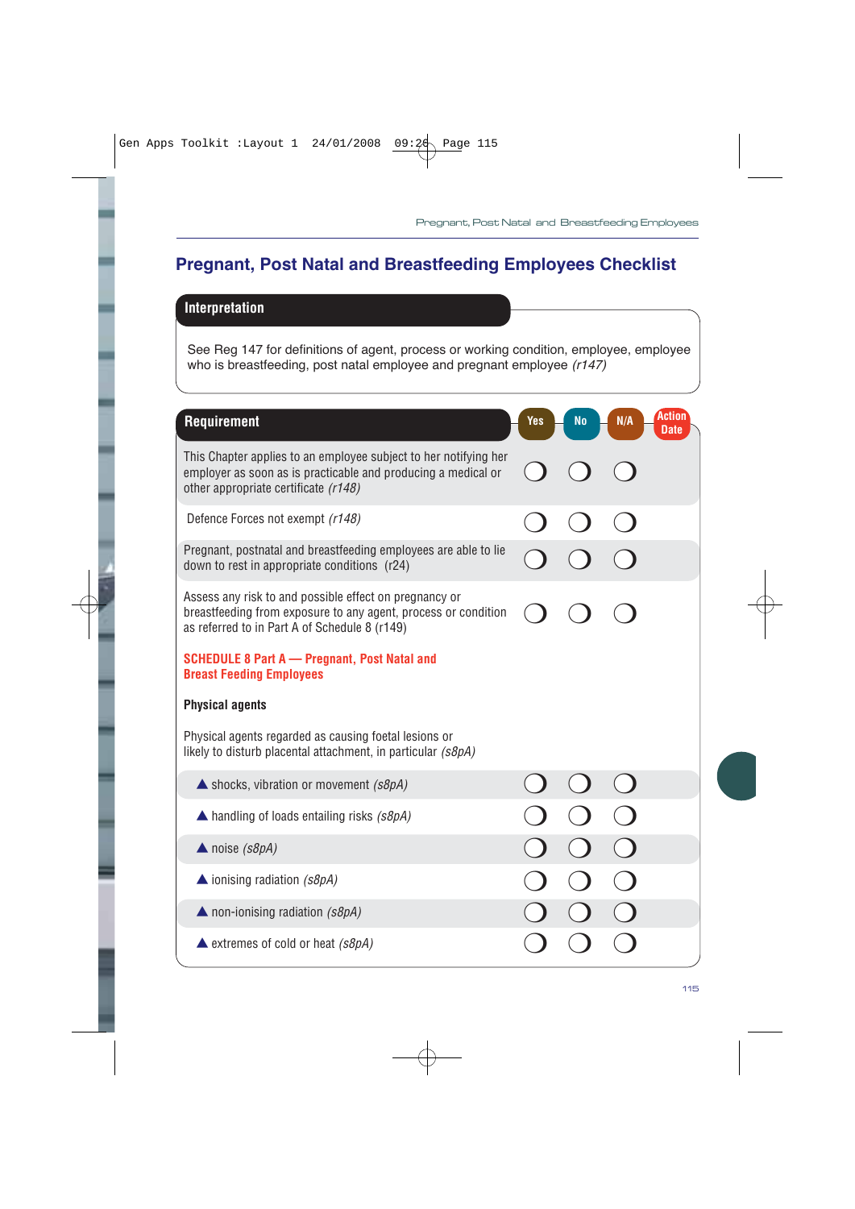# Pregnant, Post Natal and Breastfeeding Employees Checklist

## Interpretation

See Reg 147 for definitions of agent, process or working condition, employee, employee who is breastfeeding, post natal employee and pregnant employee *(r147)*

| Requirement | Yes | No | N/A | Action Date |
|---|---|---|---|---|
| This Chapter applies to an employee subject to her notifying her employer as soon as is practicable and producing a medical or other appropriate certificate *(r148)* | ❍ | ❍ | ❍ | |
| Defence Forces not exempt *(r148)* | ❍ | ❍ | ❍ | |
| Pregnant, postnatal and breastfeeding employees are able to lie down to rest in appropriate conditions (r24) | ❍ | ❍ | ❍ | |
| Assess any risk to and possible effect on pregnancy or breastfeeding from exposure to any agent, process or condition as referred to in Part A of Schedule 8 (r149) | ❍ | ❍ | ❍ | |
| **SCHEDULE 8 Part A — Pregnant, Post Natal and Breast Feeding Employees** | | | | |
| **Physical agents** | | | | |
| Physical agents regarded as causing foetal lesions or likely to disturb placental attachment, in particular *(s8pA)* | | | | |
| ▲ shocks, vibration or movement *(s8pA)* | ❍ | ❍ | ❍ | |
| ▲ handling of loads entailing risks *(s8pA)* | ❍ | ❍ | ❍ | |
| ▲ noise *(s8pA)* | ❍ | ❍ | ❍ | |
| ▲ ionising radiation *(s8pA)* | ❍ | ❍ | ❍ | |
| ▲ non-ionising radiation *(s8pA)* | ❍ | ❍ | ❍ | |
| ▲ extremes of cold or heat *(s8pA)* | ❍ | ❍ | ❍ | |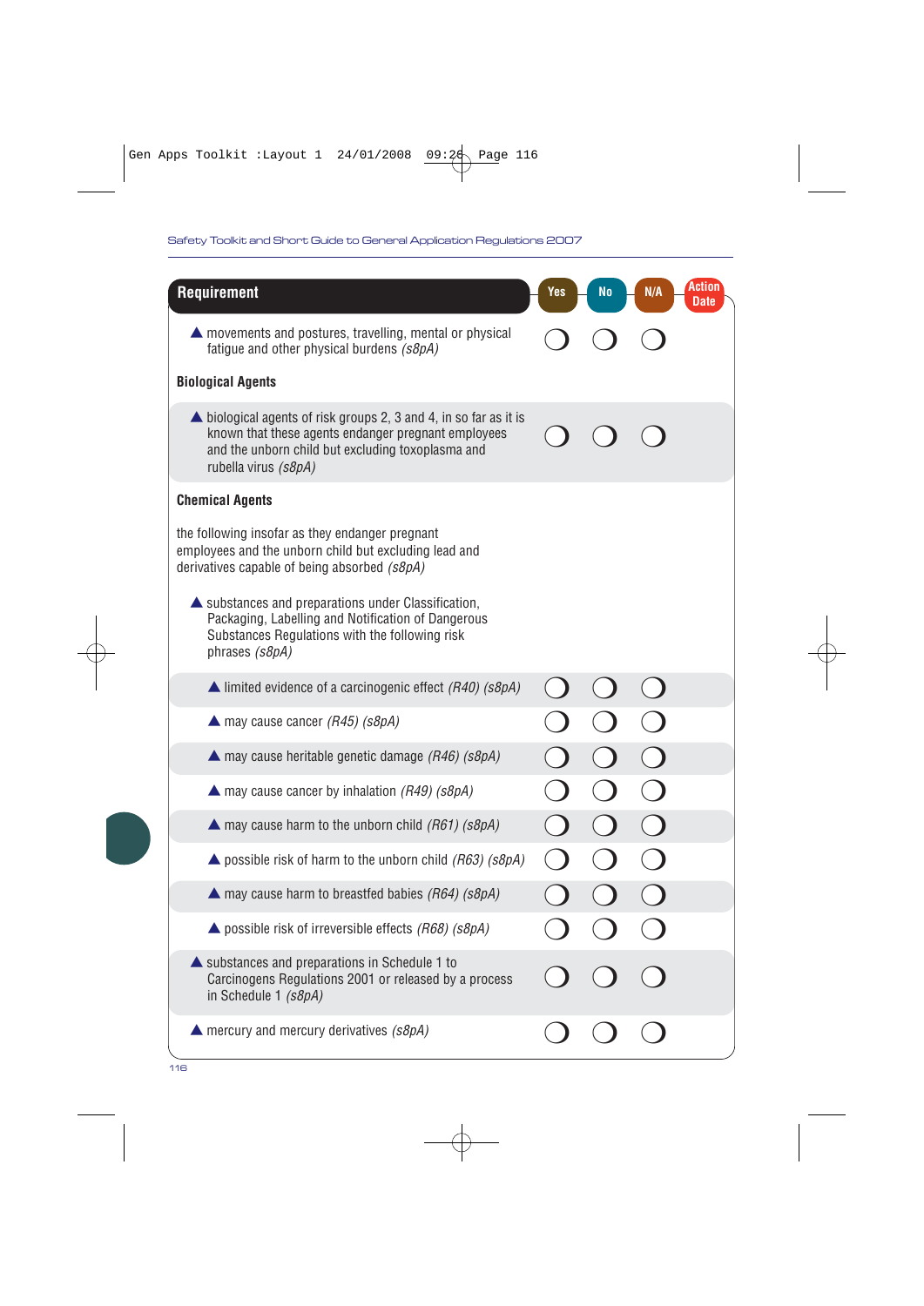| Requirement | Yes | No | N/A | Action Date |
|---|---|---|---|---|
| ▲ movements and postures, travelling, mental or physical fatigue and other physical burdens *(s8pA)* | ❍ | ❍ | ❍ | |
| **Biological Agents** | | | | |
| ▲ biological agents of risk groups 2, 3 and 4, in so far as it is known that these agents endanger pregnant employees and the unborn child but excluding toxoplasma and rubella virus *(s8pA)* | ❍ | ❍ | ❍ | |
| **Chemical Agents** | | | | |
| the following insofar as they endanger pregnant employees and the unborn child but excluding lead and derivatives capable of being absorbed *(s8pA)* | | | | |
| ▲ substances and preparations under Classification, Packaging, Labelling and Notification of Dangerous Substances Regulations with the following risk phrases *(s8pA)* | | | | |
| ▲ limited evidence of a carcinogenic effect *(R40) (s8pA)* | ❍ | ❍ | ❍ | |
| ▲ may cause cancer *(R45) (s8pA)* | ❍ | ❍ | ❍ | |
| ▲ may cause heritable genetic damage *(R46) (s8pA)* | ❍ | ❍ | ❍ | |
| ▲ may cause cancer by inhalation *(R49) (s8pA)* | ❍ | ❍ | ❍ | |
| ▲ may cause harm to the unborn child *(R61) (s8pA)* | ❍ | ❍ | ❍ | |
| ▲ possible risk of harm to the unborn child *(R63) (s8pA)* | ❍ | ❍ | ❍ | |
| ▲ may cause harm to breastfed babies *(R64) (s8pA)* | ❍ | ❍ | ❍ | |
| ▲ possible risk of irreversible effects *(R68) (s8pA)* | ❍ | ❍ | ❍ | |
| ▲ substances and preparations in Schedule 1 to Carcinogens Regulations 2001 or released by a process in Schedule 1 *(s8pA)* | ❍ | ❍ | ❍ | |
| ▲ mercury and mercury derivatives *(s8pA)* | ❍ | ❍ | ❍ | |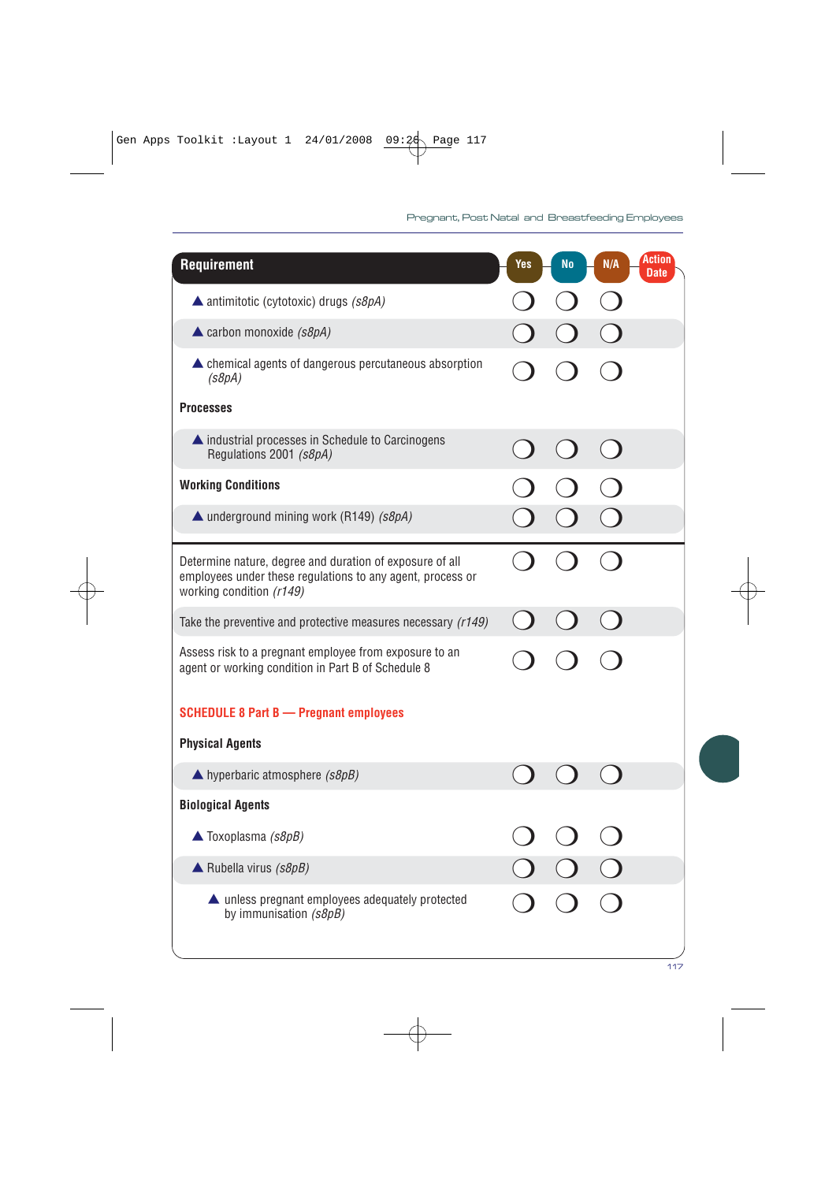| Requirement | Yes | No | N/A | Action Date |
| --- | --- | --- | --- | --- |
| ▲ antimitotic (cytotoxic) drugs *(s8pA)* | ❍ | ❍ | ❍ | |
| ▲ carbon monoxide *(s8pA)* | ❍ | ❍ | ❍ | |
| ▲ chemical agents of dangerous percutaneous absorption *(s8pA)* | ❍ | ❍ | ❍ | |
| **Processes** | | | | |
| ▲ industrial processes in Schedule to Carcinogens Regulations 2001 *(s8pA)* | ❍ | ❍ | ❍ | |
| **Working Conditions** | ❍ | ❍ | ❍ | |
| ▲ underground mining work (R149) *(s8pA)* | ❍ | ❍ | ❍ | |
| Determine nature, degree and duration of exposure of all employees under these regulations to any agent, process or working condition *(r149)* | ❍ | ❍ | ❍ | |
| Take the preventive and protective measures necessary *(r149)* | ❍ | ❍ | ❍ | |
| Assess risk to a pregnant employee from exposure to an agent or working condition in Part B of Schedule 8 | ❍ | ❍ | ❍ | |
| **SCHEDULE 8 Part B — Pregnant employees** | | | | |
| **Physical Agents** | | | | |
| ▲ hyperbaric atmosphere *(s8pB)* | ❍ | ❍ | ❍ | |
| **Biological Agents** | | | | |
| ▲ Toxoplasma *(s8pB)* | ❍ | ❍ | ❍ | |
| ▲ Rubella virus *(s8pB)* | ❍ | ❍ | ❍ | |
| ▲ unless pregnant employees adequately protected by immunisation *(s8pB)* | ❍ | ❍ | ❍ | |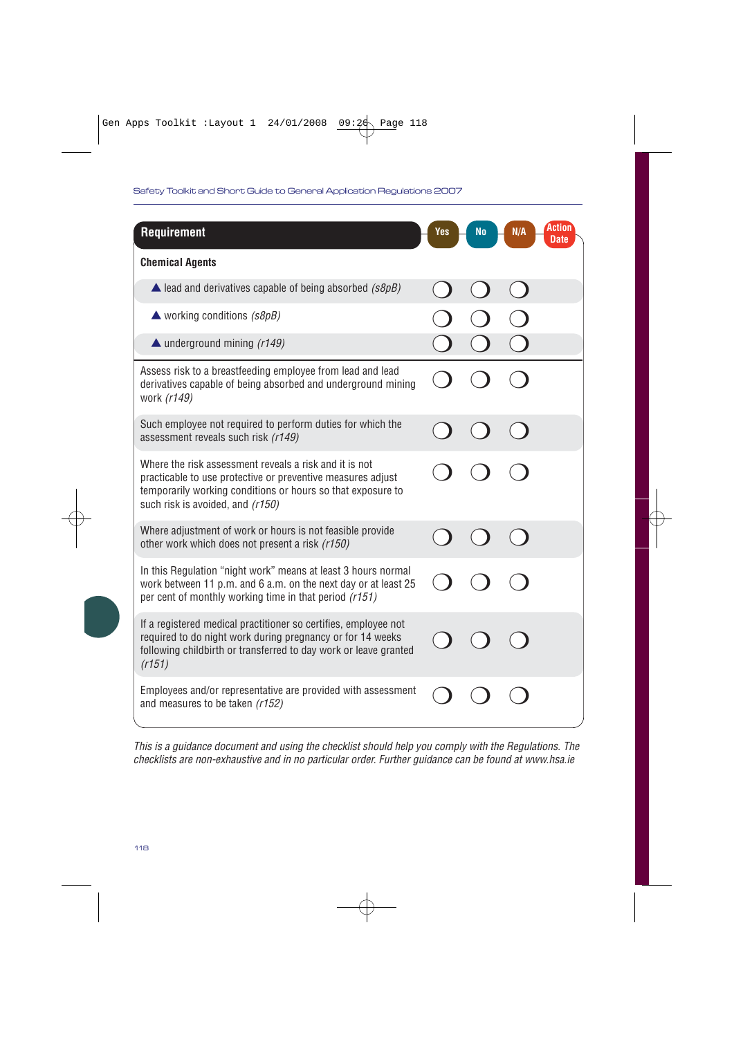| Requirement | Yes | No | N/A | Action Date |
|---|---|---|---|---|
| **Chemical Agents** | | | | |
| ▲ lead and derivatives capable of being absorbed *(s8pB)* | ❍ | ❍ | ❍ | |
| ▲ working conditions *(s8pB)* | ❍ | ❍ | ❍ | |
| ▲ underground mining *(r149)* | ❍ | ❍ | ❍ | |
| Assess risk to a breastfeeding employee from lead and lead derivatives capable of being absorbed and underground mining work *(r149)* | ❍ | ❍ | ❍ | |
| Such employee not required to perform duties for which the assessment reveals such risk *(r149)* | ❍ | ❍ | ❍ | |
| Where the risk assessment reveals a risk and it is not practicable to use protective or preventive measures adjust temporarily working conditions or hours so that exposure to such risk is avoided, and *(r150)* | ❍ | ❍ | ❍ | |
| Where adjustment of work or hours is not feasible provide other work which does not present a risk *(r150)* | ❍ | ❍ | ❍ | |
| In this Regulation "night work" means at least 3 hours normal work between 11 p.m. and 6 a.m. on the next day or at least 25 per cent of monthly working time in that period *(r151)* | ❍ | ❍ | ❍ | |
| If a registered medical practitioner so certifies, employee not required to do night work during pregnancy or for 14 weeks following childbirth or transferred to day work or leave granted *(r151)* | ❍ | ❍ | ❍ | |
| Employees and/or representative are provided with assessment and measures to be taken *(r152)* | ❍ | ❍ | ❍ | |

*This is a guidance document and using the checklist should help you comply with the Regulations. The checklists are non-exhaustive and in no particular order. Further guidance can be found at www.hsa.ie*